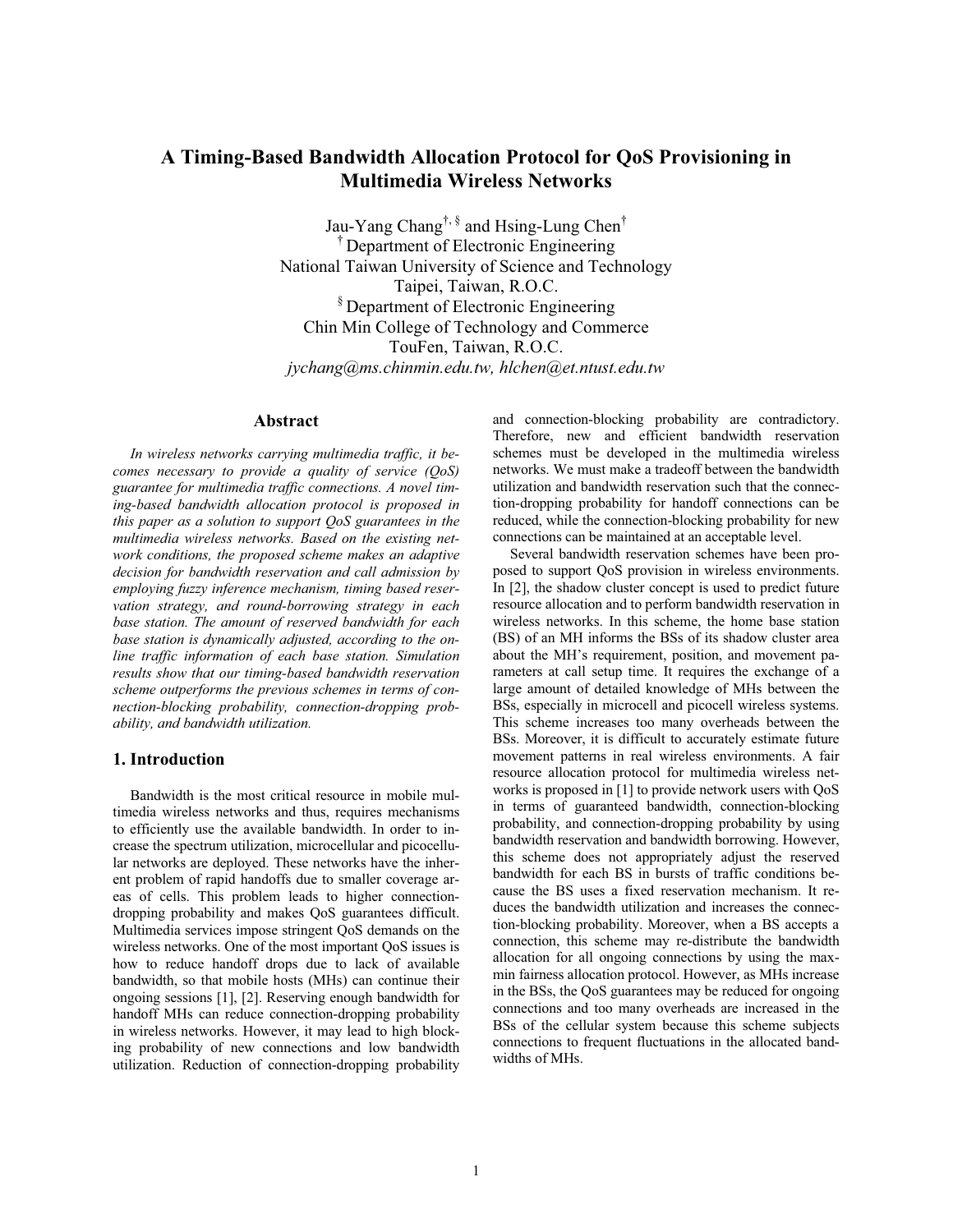# A Timing-Based Bandwidth Allocation Protocol for QoS Provisioning in Multimedia Wireless Networks

Jau-Yang Chang[†, §] and Hsing-Lung Chen[†]

[†] Department of Electronic Engineering
National Taiwan University of Science and Technology
Taipei, Taiwan, R.O.C.

[§] Department of Electronic Engineering
Chin Min College of Technology and Commerce
TouFen, Taiwan, R.O.C.

*jychang@ms.chinmin.edu.tw, hlchen@et.ntust.edu.tw*

## Abstract

*In wireless networks carrying multimedia traffic, it becomes necessary to provide a quality of service (QoS) guarantee for multimedia traffic connections. A novel timing-based bandwidth allocation protocol is proposed in this paper as a solution to support QoS guarantees in the multimedia wireless networks. Based on the existing network conditions, the proposed scheme makes an adaptive decision for bandwidth reservation and call admission by employing fuzzy inference mechanism, timing based reservation strategy, and round-borrowing strategy in each base station. The amount of reserved bandwidth for each base station is dynamically adjusted, according to the online traffic information of each base station. Simulation results show that our timing-based bandwidth reservation scheme outperforms the previous schemes in terms of connection-blocking probability, connection-dropping probability, and bandwidth utilization.*

## 1. Introduction

Bandwidth is the most critical resource in mobile multimedia wireless networks and thus, requires mechanisms to efficiently use the available bandwidth. In order to increase the spectrum utilization, microcellular and picocellular networks are deployed. These networks have the inherent problem of rapid handoffs due to smaller coverage areas of cells. This problem leads to higher connection-dropping probability and makes QoS guarantees difficult. Multimedia services impose stringent QoS demands on the wireless networks. One of the most important QoS issues is how to reduce handoff drops due to lack of available bandwidth, so that mobile hosts (MHs) can continue their ongoing sessions [1], [2]. Reserving enough bandwidth for handoff MHs can reduce connection-dropping probability in wireless networks. However, it may lead to high blocking probability of new connections and low bandwidth utilization. Reduction of connection-dropping probability and connection-blocking probability are contradictory. Therefore, new and efficient bandwidth reservation schemes must be developed in the multimedia wireless networks. We must make a tradeoff between the bandwidth utilization and bandwidth reservation such that the connection-dropping probability for handoff connections can be reduced, while the connection-blocking probability for new connections can be maintained at an acceptable level.

Several bandwidth reservation schemes have been proposed to support QoS provision in wireless environments. In [2], the shadow cluster concept is used to predict future resource allocation and to perform bandwidth reservation in wireless networks. In this scheme, the home base station (BS) of an MH informs the BSs of its shadow cluster area about the MH's requirement, position, and movement parameters at call setup time. It requires the exchange of a large amount of detailed knowledge of MHs between the BSs, especially in microcell and picocell wireless systems. This scheme increases too many overheads between the BSs. Moreover, it is difficult to accurately estimate future movement patterns in real wireless environments. A fair resource allocation protocol for multimedia wireless networks is proposed in [1] to provide network users with QoS in terms of guaranteed bandwidth, connection-blocking probability, and connection-dropping probability by using bandwidth reservation and bandwidth borrowing. However, this scheme does not appropriately adjust the reserved bandwidth for each BS in bursts of traffic conditions because the BS uses a fixed reservation mechanism. It reduces the bandwidth utilization and increases the connection-blocking probability. Moreover, when a BS accepts a connection, this scheme may re-distribute the bandwidth allocation for all ongoing connections by using the max-min fairness allocation protocol. However, as MHs increase in the BSs, the QoS guarantees may be reduced for ongoing connections and too many overheads are increased in the BSs of the cellular system because this scheme subjects connections to frequent fluctuations in the allocated bandwidths of MHs.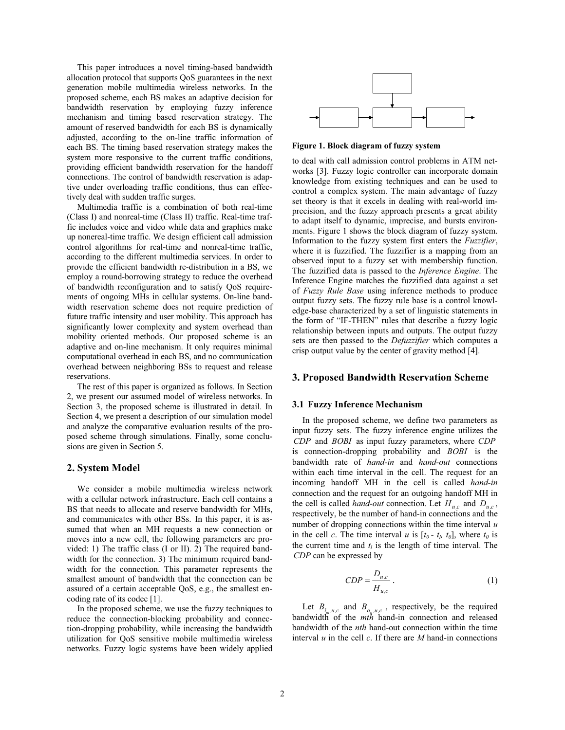This paper introduces a novel timing-based bandwidth allocation protocol that supports QoS guarantees in the next generation mobile multimedia wireless networks. In the proposed scheme, each BS makes an adaptive decision for bandwidth reservation by employing fuzzy inference mechanism and timing based reservation strategy. The amount of reserved bandwidth for each BS is dynamically adjusted, according to the on-line traffic information of each BS. The timing based reservation strategy makes the system more responsive to the current traffic conditions, providing efficient bandwidth reservation for the handoff connections. The control of bandwidth reservation is adaptive under overloading traffic conditions, thus can effectively deal with sudden traffic surges.

Multimedia traffic is a combination of both real-time (Class I) and nonreal-time (Class II) traffic. Real-time traffic includes voice and video while data and graphics make up nonreal-time traffic. We design efficient call admission control algorithms for real-time and nonreal-time traffic, according to the different multimedia services. In order to provide the efficient bandwidth re-distribution in a BS, we employ a round-borrowing strategy to reduce the overhead of bandwidth reconfiguration and to satisfy QoS requirements of ongoing MHs in cellular systems. On-line bandwidth reservation scheme does not require prediction of future traffic intensity and user mobility. This approach has significantly lower complexity and system overhead than mobility oriented methods. Our proposed scheme is an adaptive and on-line mechanism. It only requires minimal computational overhead in each BS, and no communication overhead between neighboring BSs to request and release reservations.

The rest of this paper is organized as follows. In Section 2, we present our assumed model of wireless networks. In Section 3, the proposed scheme is illustrated in detail. In Section 4, we present a description of our simulation model and analyze the comparative evaluation results of the proposed scheme through simulations. Finally, some conclusions are given in Section 5.

## 2. System Model

We consider a mobile multimedia wireless network with a cellular network infrastructure. Each cell contains a BS that needs to allocate and reserve bandwidth for MHs, and communicates with other BSs. In this paper, it is assumed that when an MH requests a new connection or moves into a new cell, the following parameters are provided: 1) The traffic class (I or II). 2) The required bandwidth for the connection. 3) The minimum required bandwidth for the connection. This parameter represents the smallest amount of bandwidth that the connection can be assured of a certain acceptable QoS, e.g., the smallest encoding rate of its codec [1].

In the proposed scheme, we use the fuzzy techniques to reduce the connection-blocking probability and connection-dropping probability, while increasing the bandwidth utilization for QoS sensitive mobile multimedia wireless networks. Fuzzy logic systems have been widely applied to deal with call admission control problems in ATM networks [3]. Fuzzy logic controller can incorporate domain knowledge from existing techniques and can be used to control a complex system. The main advantage of fuzzy set theory is that it excels in dealing with real-world imprecision, and the fuzzy approach presents a great ability to adapt itself to dynamic, imprecise, and bursts environments. Figure 1 shows the block diagram of fuzzy system. Information to the fuzzy system first enters the *Fuzzifier*, where it is fuzzified. The fuzzifier is a mapping from an observed input to a fuzzy set with membership function. The fuzzified data is passed to the *Inference Engine*. The Inference Engine matches the fuzzified data against a set of *Fuzzy Rule Base* using inference methods to produce output fuzzy sets. The fuzzy rule base is a control knowledge-base characterized by a set of linguistic statements in the form of "IF-THEN" rules that describe a fuzzy logic relationship between inputs and outputs. The output fuzzy sets are then passed to the *Defuzzifier* which computes a crisp output value by the center of gravity method [4].

**Figure 1. Block diagram of fuzzy system**

## 3. Proposed Bandwidth Reservation Scheme

### 3.1 Fuzzy Inference Mechanism

In the proposed scheme, we define two parameters as input fuzzy sets. The fuzzy inference engine utilizes the *CDP* and *BOBI* as input fuzzy parameters, where *CDP* is connection-dropping probability and *BOBI* is the bandwidth rate of *hand-in* and *hand-out* connections within each time interval in the cell. The request for an incoming handoff MH in the cell is called *hand-in* connection and the request for an outgoing handoff MH in the cell is called *hand-out* connection. Let $H_{u,c}$ and $D_{u,c}$, respectively, be the number of hand-in connections and the number of dropping connections within the time interval $u$ in the cell $c$. The time interval $u$ is $[t_0 - t_l, t_0]$, where $t_0$ is the current time and $t_l$ is the length of time interval. The *CDP* can be expressed by

$$CDP = \frac{D_{u,c}}{H_{u,c}}. \tag{1}$$

Let $B_{i_m,u,c}$ and $B_{o_n,u,c}$, respectively, be the required bandwidth of the *mth* hand-in connection and released bandwidth of the *nth* hand-out connection within the time interval $u$ in the cell $c$. If there are $M$ hand-in connections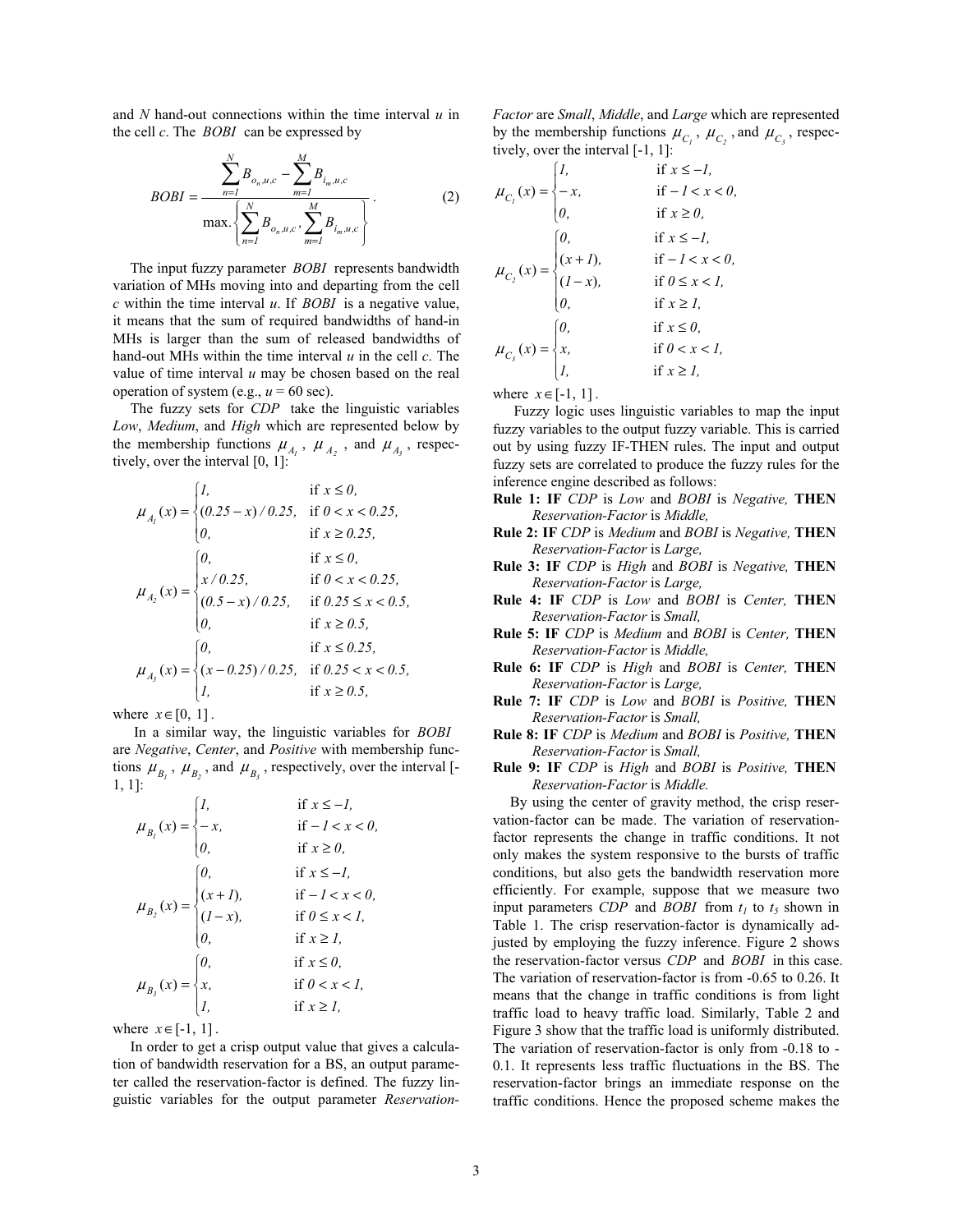and $N$ hand-out connections within the time interval $u$ in the cell $c$. The $BOBI$ can be expressed by

$$BOBI = \frac{\sum_{n=1}^{N} B_{o_n,u,c} - \sum_{m=1}^{M} B_{i_m,u,c}}{\max.\left\{ \sum_{n=1}^{N} B_{o_n,u,c}, \sum_{m=1}^{M} B_{i_m,u,c} \right\}}. \quad (2)$$

The input fuzzy parameter $BOBI$ represents bandwidth variation of MHs moving into and departing from the cell $c$ within the time interval $u$. If $BOBI$ is a negative value, it means that the sum of required bandwidths of hand-in MHs is larger than the sum of released bandwidths of hand-out MHs within the time interval $u$ in the cell $c$. The value of time interval $u$ may be chosen based on the real operation of system (e.g., $u$ = 60 sec).

The fuzzy sets for $CDP$ take the linguistic variables *Low*, *Medium*, and *High* which are represented below by the membership functions $\mu_{A_1}$, $\mu_{A_2}$, and $\mu_{A_3}$, respectively, over the interval [0, 1]:

$$\mu_{A_1}(x) = \begin{cases} 1, & \text{if } x \le 0, \\ (0.25 - x)/0.25, & \text{if } 0 < x < 0.25, \\ 0, & \text{if } x \ge 0.25, \end{cases}$$

$$\mu_{A_2}(x) = \begin{cases} 0, & \text{if } x \le 0, \\ x/0.25, & \text{if } 0 < x < 0.25, \\ (0.5 - x)/0.25, & \text{if } 0.25 \le x < 0.5, \\ 0, & \text{if } x \ge 0.5, \end{cases}$$

$$\mu_{A_3}(x) = \begin{cases} 0, & \text{if } x \le 0.25, \\ (x - 0.25)/0.25, & \text{if } 0.25 < x < 0.5, \\ 1, & \text{if } x \ge 0.5, \end{cases}$$

where $x \in [0, 1]$.

In a similar way, the linguistic variables for $BOBI$ are *Negative*, *Center*, and *Positive* with membership functions $\mu_{B_1}$, $\mu_{B_2}$, and $\mu_{B_3}$, respectively, over the interval [-1, 1]:

$$\mu_{B_1}(x) = \begin{cases} 1, & \text{if } x \le -1, \\ -x, & \text{if } -1 < x < 0, \\ 0, & \text{if } x \ge 0, \end{cases}$$

$$\mu_{B_2}(x) = \begin{cases} 0, & \text{if } x \le -1, \\ (x+1), & \text{if } -1 < x < 0, \\ (1-x), & \text{if } 0 \le x < 1, \\ 0, & \text{if } x \ge 1, \end{cases}$$

$$\mu_{B_3}(x) = \begin{cases} 0, & \text{if } x \le 0, \\ x, & \text{if } 0 < x < 1, \\ 1, & \text{if } x \ge 1, \end{cases}$$

where $x \in [-1, 1]$.

In order to get a crisp output value that gives a calculation of bandwidth reservation for a BS, an output parameter called the reservation-factor is defined. The fuzzy linguistic variables for the output parameter *Reservation-Factor* are *Small*, *Middle*, and *Large* which are represented by the membership functions $\mu_{C_1}$, $\mu_{C_2}$, and $\mu_{C_3}$, respectively, over the interval [-1, 1]:

$$\mu_{C_1}(x) = \begin{cases} 1, & \text{if } x \le -1, \\ -x, & \text{if } -1 < x < 0, \\ 0, & \text{if } x \ge 0, \end{cases}$$

$$\mu_{C_2}(x) = \begin{cases} 0, & \text{if } x \le -1, \\ (x+1), & \text{if } -1 < x < 0, \\ (1-x), & \text{if } 0 \le x < 1, \\ 0, & \text{if } x \ge 1, \end{cases}$$

$$\mu_{C_3}(x) = \begin{cases} 0, & \text{if } x \le 0, \\ x, & \text{if } 0 < x < 1, \\ 1, & \text{if } x \ge 1, \end{cases}$$

where $x \in [-1, 1]$.

Fuzzy logic uses linguistic variables to map the input fuzzy variables to the output fuzzy variable. This is carried out by using fuzzy IF-THEN rules. The input and output fuzzy sets are correlated to produce the fuzzy rules for the inference engine described as follows:

**Rule 1: IF** *CDP* is *Low* and *BOBI* is *Negative,* **THEN** *Reservation-Factor* is *Middle,*

**Rule 2: IF** *CDP* is *Medium* and *BOBI* is *Negative,* **THEN** *Reservation-Factor* is *Large,*

**Rule 3: IF** *CDP* is *High* and *BOBI* is *Negative,* **THEN** *Reservation-Factor* is *Large,*

**Rule 4: IF** *CDP* is *Low* and *BOBI* is *Center,* **THEN** *Reservation-Factor* is *Small,*

**Rule 5: IF** *CDP* is *Medium* and *BOBI* is *Center,* **THEN** *Reservation-Factor* is *Middle,*

**Rule 6: IF** *CDP* is *High* and *BOBI* is *Center,* **THEN** *Reservation-Factor* is *Large,*

**Rule 7: IF** *CDP* is *Low* and *BOBI* is *Positive,* **THEN** *Reservation-Factor* is *Small,*

**Rule 8: IF** *CDP* is *Medium* and *BOBI* is *Positive,* **THEN** *Reservation-Factor* is *Small,*

**Rule 9: IF** *CDP* is *High* and *BOBI* is *Positive,* **THEN** *Reservation-Factor* is *Middle.*

By using the center of gravity method, the crisp reservation-factor can be made. The variation of reservation-factor represents the change in traffic conditions. It not only makes the system responsive to the bursts of traffic conditions, but also gets the bandwidth reservation more efficiently. For example, suppose that we measure two input parameters $CDP$ and $BOBI$ from $t_1$ to $t_5$ shown in Table 1. The crisp reservation-factor is dynamically adjusted by employing the fuzzy inference. Figure 2 shows the reservation-factor versus $CDP$ and $BOBI$ in this case. The variation of reservation-factor is from -0.65 to 0.26. It means that the change in traffic conditions is from light traffic load to heavy traffic load. Similarly, Table 2 and Figure 3 show that the traffic load is uniformly distributed. The variation of reservation-factor is only from -0.18 to -0.1. It represents less traffic fluctuations in the BS. The reservation-factor brings an immediate response on the traffic conditions. Hence the proposed scheme makes the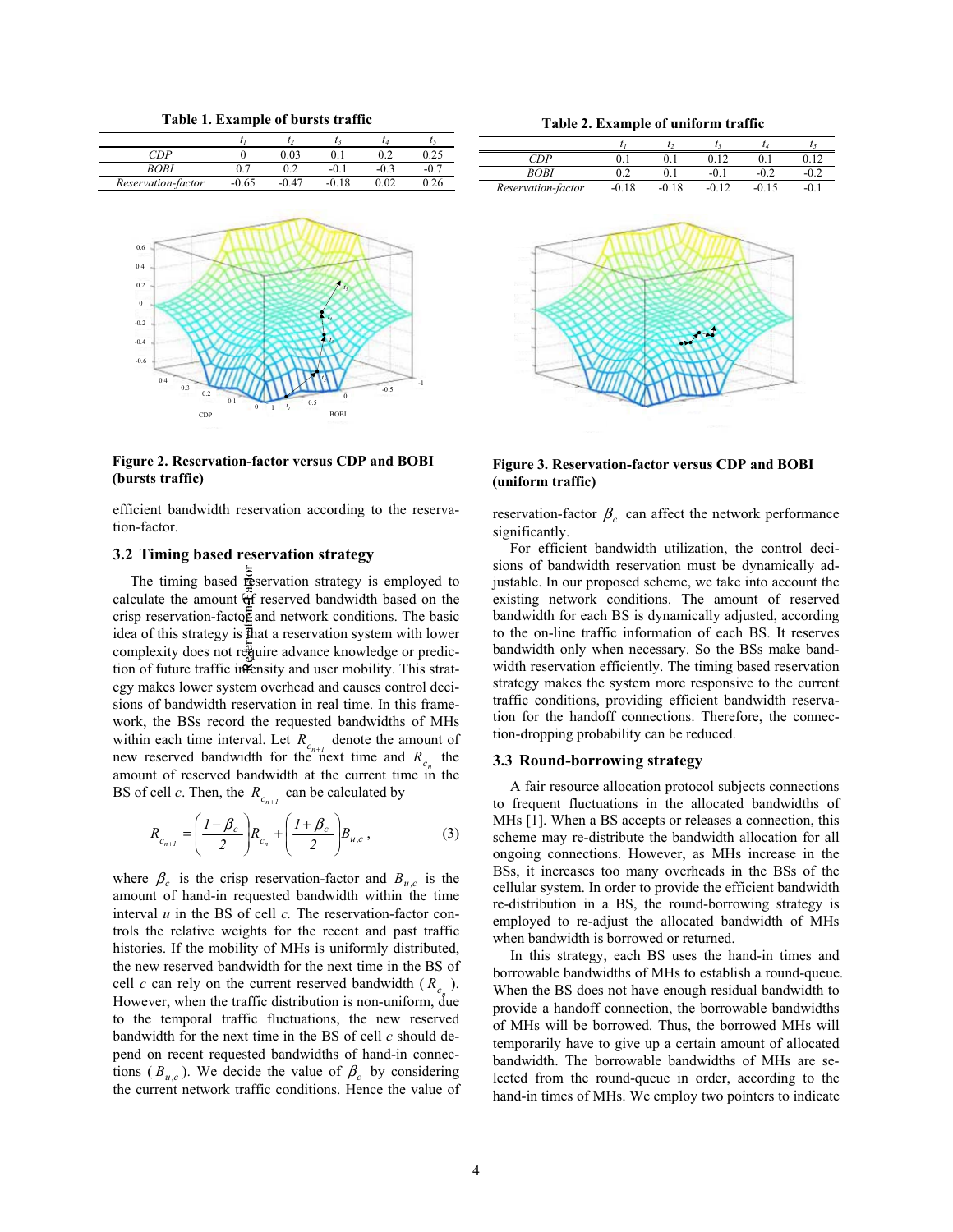**Table 1. Example of bursts traffic**

| | $t_1$ | $t_2$ | $t_3$ | $t_4$ | $t_5$ |
|---|---|---|---|---|---|
| *CDP* | 0 | 0.03 | 0.1 | 0.2 | 0.25 |
| *BOBI* | 0.7 | 0.2 | -0.1 | -0.3 | -0.7 |
| *Reservation-factor* | -0.65 | -0.47 | -0.18 | 0.02 | 0.26 |

**Table 2. Example of uniform traffic**

| | $t_1$ | $t_2$ | $t_3$ | $t_4$ | $t_5$ |
|---|---|---|---|---|---|
| *CDP* | 0.1 | 0.1 | 0.12 | 0.1 | 0.12 |
| *BOBI* | 0.2 | 0.1 | -0.1 | -0.2 | -0.2 |
| *Reservation-factor* | -0.18 | -0.18 | -0.12 | -0.15 | -0.1 |

**Figure 2. Reservation-factor versus CDP and BOBI (bursts traffic)**

**Figure 3. Reservation-factor versus CDP and BOBI (uniform traffic)**

efficient bandwidth reservation according to the reservation-factor.

### 3.2 Timing based reservation strategy

The timing based reservation strategy is employed to calculate the amount of reserved bandwidth based on the crisp reservation-factor and network conditions. The basic idea of this strategy is that a reservation system with lower complexity does not require advance knowledge or prediction of future traffic intensity and user mobility. This strategy makes lower system overhead and causes control decisions of bandwidth reservation in real time. In this framework, the BSs record the requested bandwidths of MHs within each time interval. Let $R_{c_{n+1}}$ denote the amount of new reserved bandwidth for the next time and $R_{c_n}$ the amount of reserved bandwidth at the current time in the BS of cell *c*. Then, the $R_{c_{n+1}}$ can be calculated by

$$R_{c_{n+1}} = \left(\frac{1-\beta_c}{2}\right) R_{c_n} + \left(\frac{1+\beta_c}{2}\right) B_{u,c}, \tag{3}$$

where $\beta_c$ is the crisp reservation-factor and $B_{u,c}$ is the amount of hand-in requested bandwidth within the time interval *u* in the BS of cell *c.* The reservation-factor controls the relative weights for the recent and past traffic histories. If the mobility of MHs is uniformly distributed, the new reserved bandwidth for the next time in the BS of cell *c* can rely on the current reserved bandwidth ($R_{c_n}$). However, when the traffic distribution is non-uniform, due to the temporal traffic fluctuations, the new reserved bandwidth for the next time in the BS of cell *c* should depend on recent requested bandwidths of hand-in connections ($B_{u,c}$). We decide the value of $\beta_c$ by considering the current network traffic conditions. Hence the value of reservation-factor $\beta_c$ can affect the network performance significantly.

For efficient bandwidth utilization, the control decisions of bandwidth reservation must be dynamically adjustable. In our proposed scheme, we take into account the existing network conditions. The amount of reserved bandwidth for each BS is dynamically adjusted, according to the on-line traffic information of each BS. It reserves bandwidth only when necessary. So the BSs make bandwidth reservation efficiently. The timing based reservation strategy makes the system more responsive to the current traffic conditions, providing efficient bandwidth reservation for the handoff connections. Therefore, the connection-dropping probability can be reduced.

### 3.3 Round-borrowing strategy

A fair resource allocation protocol subjects connections to frequent fluctuations in the allocated bandwidths of MHs [1]. When a BS accepts or releases a connection, this scheme may re-distribute the bandwidth allocation for all ongoing connections. However, as MHs increase in the BSs, it increases too many overheads in the BSs of the cellular system. In order to provide the efficient bandwidth re-distribution in a BS, the round-borrowing strategy is employed to re-adjust the allocated bandwidth of MHs when bandwidth is borrowed or returned.

In this strategy, each BS uses the hand-in times and borrowable bandwidths of MHs to establish a round-queue. When the BS does not have enough residual bandwidth to provide a handoff connection, the borrowable bandwidths of MHs will be borrowed. Thus, the borrowed MHs will temporarily have to give up a certain amount of allocated bandwidth. The borrowable bandwidths of MHs are selected from the round-queue in order, according to the hand-in times of MHs. We employ two pointers to indicate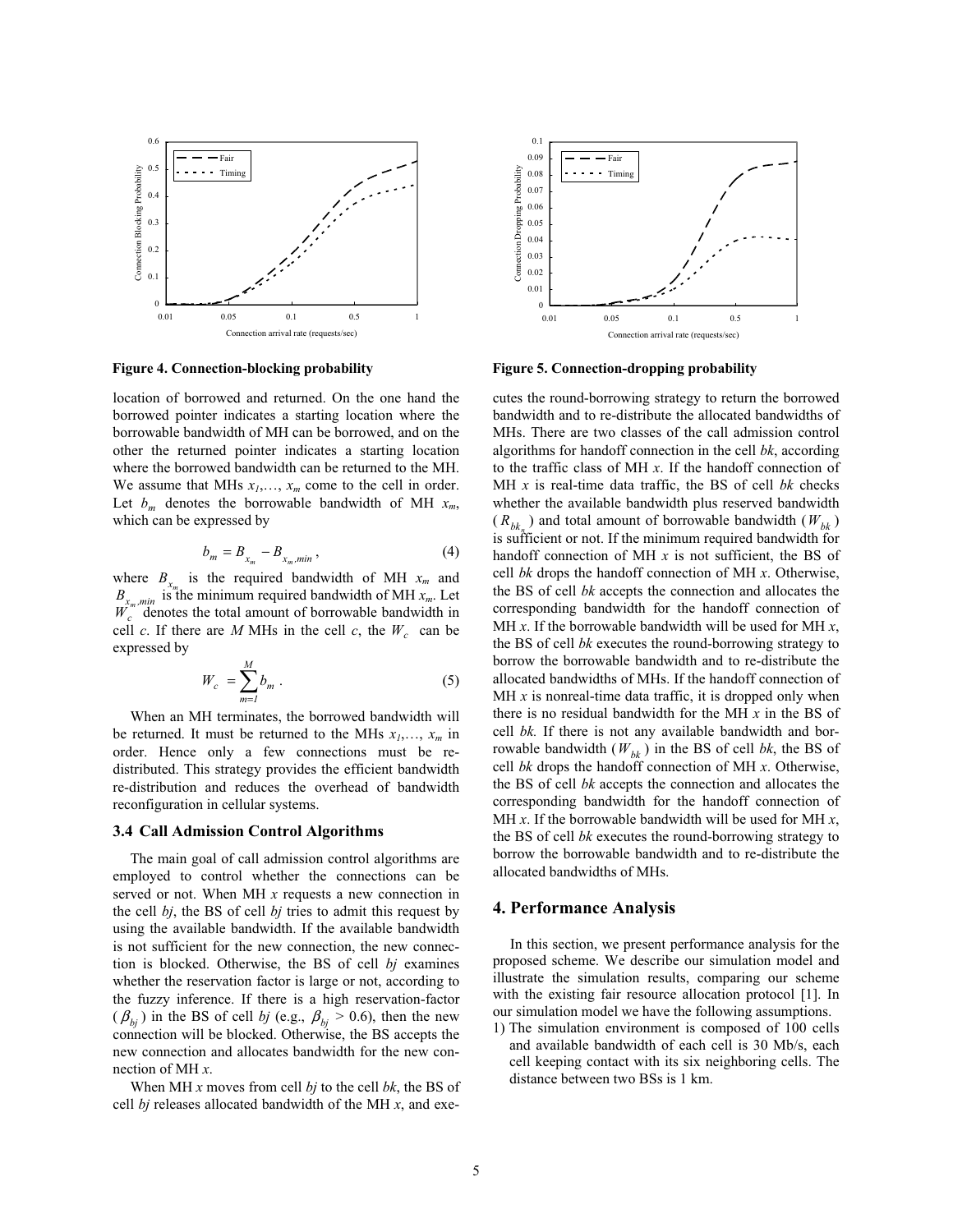0.6
0.5
0.4
0.3
0.2
0.1
0
Connection Blocking Probability
Fair
Timing
0.01
0.05
0.1
0.5
1
Connection arrival rate (requests/sec)

**Figure 4. Connection-blocking probability**

0.1
0.09
0.08
0.07
0.06
0.05
0.04
0.03
0.02
0.01
0
Connection Dropping Probability
Fair
Timing
0.01
0.05
0.1
0.5
1
Connection arrival rate (requests/sec)

**Figure 5. Connection-dropping probability**

location of borrowed and returned. On the one hand the borrowed pointer indicates a starting location where the borrowable bandwidth of MH can be borrowed, and on the other the returned pointer indicates a starting location where the borrowed bandwidth can be returned to the MH. We assume that MHs $x_1,\ldots, x_m$ come to the cell in order. Let $b_m$ denotes the borrowable bandwidth of MH $x_m$, which can be expressed by

$$b_m = B_{x_m} - B_{x_m,min}\,, \tag{4}$$

where $B_{x_m}$ is the required bandwidth of MH $x_m$ and $B_{x_m,min}$ is the minimum required bandwidth of MH $x_m$. Let $W_c$ denotes the total amount of borrowable bandwidth in cell $c$. If there are $M$ MHs in the cell $c$, the $W_c$ can be expressed by

$$W_c = \sum_{m=1}^{M} b_m\,. \tag{5}$$

When an MH terminates, the borrowed bandwidth will be returned. It must be returned to the MHs $x_1,\ldots, x_m$ in order. Hence only a few connections must be re-distributed. This strategy provides the efficient bandwidth re-distribution and reduces the overhead of bandwidth reconfiguration in cellular systems.

### 3.4 Call Admission Control Algorithms

The main goal of call admission control algorithms are employed to control whether the connections can be served or not. When MH $x$ requests a new connection in the cell $bj$, the BS of cell $bj$ tries to admit this request by using the available bandwidth. If the available bandwidth is not sufficient for the new connection, the new connection is blocked. Otherwise, the BS of cell $bj$ examines whether the reservation factor is large or not, according to the fuzzy inference. If there is a high reservation-factor ($\beta_{bj}$) in the BS of cell $bj$ (e.g., $\beta_{bj} > 0.6$), then the new connection will be blocked. Otherwise, the BS accepts the new connection and allocates bandwidth for the new connection of MH $x$.

When MH $x$ moves from cell $bj$ to the cell $bk$, the BS of cell $bj$ releases allocated bandwidth of the MH $x$, and executes the round-borrowing strategy to return the borrowed bandwidth and to re-distribute the allocated bandwidths of MHs. There are two classes of the call admission control algorithms for handoff connection in the cell $bk$, according to the traffic class of MH $x$. If the handoff connection of MH $x$ is real-time data traffic, the BS of cell $bk$ checks whether the available bandwidth plus reserved bandwidth ($R_{bk_n}$) and total amount of borrowable bandwidth ($W_{bk}$) is sufficient or not. If the minimum required bandwidth for handoff connection of MH $x$ is not sufficient, the BS of cell $bk$ drops the handoff connection of MH $x$. Otherwise, the BS of cell $bk$ accepts the connection and allocates the corresponding bandwidth for the handoff connection of MH $x$. If the borrowable bandwidth will be used for MH $x$, the BS of cell $bk$ executes the round-borrowing strategy to borrow the borrowable bandwidth and to re-distribute the allocated bandwidths of MHs. If the handoff connection of MH $x$ is nonreal-time data traffic, it is dropped only when there is no residual bandwidth for the MH $x$ in the BS of cell $bk$. If there is not any available bandwidth and borrowable bandwidth ($W_{bk}$) in the BS of cell $bk$, the BS of cell $bk$ drops the handoff connection of MH $x$. Otherwise, the BS of cell $bk$ accepts the connection and allocates the corresponding bandwidth for the handoff connection of MH $x$. If the borrowable bandwidth will be used for MH $x$, the BS of cell $bk$ executes the round-borrowing strategy to borrow the borrowable bandwidth and to re-distribute the allocated bandwidths of MHs.

## 4. Performance Analysis

In this section, we present performance analysis for the proposed scheme. We describe our simulation model and illustrate the simulation results, comparing our scheme with the existing fair resource allocation protocol [1]. In our simulation model we have the following assumptions.

1) The simulation environment is composed of 100 cells and available bandwidth of each cell is 30 Mb/s, each cell keeping contact with its six neighboring cells. The distance between two BSs is 1 km.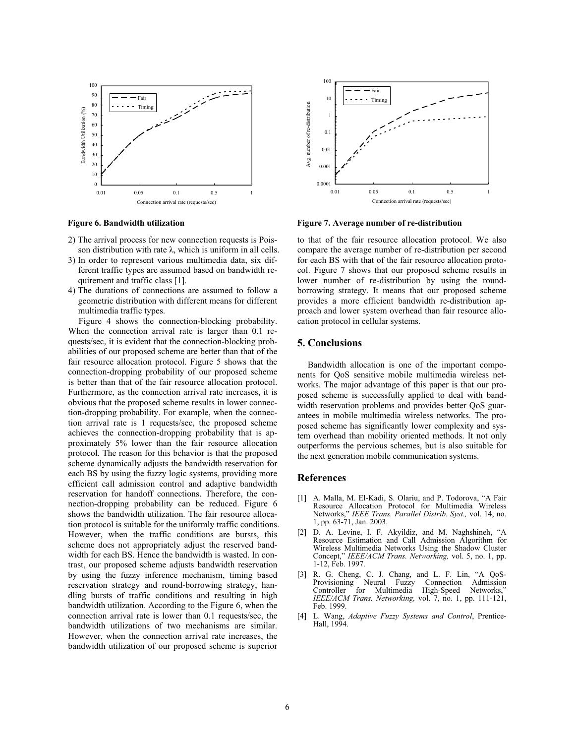100
90
80
70
60
50
40
30
20
10
0
Bandwidth Utilization (%)
Fair
Timing
0.01 0.05 0.1 0.5 1
Connection arrival rate (requests/sec)

**Figure 6. Bandwidth utilization**

100
10
1
0.1
0.01
0.001
0.0001
Avg. number of re-distribution
Fair
Timing
0.01 0.05 0.1 0.5 1
Connection arrival rate (requests/sec)

**Figure 7. Average number of re-distribution**

2) The arrival process for new connection requests is Poisson distribution with rate λ, which is uniform in all cells.
3) In order to represent various multimedia data, six different traffic types are assumed based on bandwidth requirement and traffic class [1].
4) The durations of connections are assumed to follow a geometric distribution with different means for different multimedia traffic types.

Figure 4 shows the connection-blocking probability. When the connection arrival rate is larger than 0.1 requests/sec, it is evident that the connection-blocking probabilities of our proposed scheme are better than that of the fair resource allocation protocol. Figure 5 shows that the connection-dropping probability of our proposed scheme is better than that of the fair resource allocation protocol. Furthermore, as the connection arrival rate increases, it is obvious that the proposed scheme results in lower connection-dropping probability. For example, when the connection arrival rate is 1 requests/sec, the proposed scheme achieves the connection-dropping probability that is approximately 5% lower than the fair resource allocation protocol. The reason for this behavior is that the proposed scheme dynamically adjusts the bandwidth reservation for each BS by using the fuzzy logic systems, providing more efficient call admission control and adaptive bandwidth reservation for handoff connections. Therefore, the connection-dropping probability can be reduced. Figure 6 shows the bandwidth utilization. The fair resource allocation protocol is suitable for the uniformly traffic conditions. However, when the traffic conditions are bursts, this scheme does not appropriately adjust the reserved bandwidth for each BS. Hence the bandwidth is wasted. In contrast, our proposed scheme adjusts bandwidth reservation by using the fuzzy inference mechanism, timing based reservation strategy and round-borrowing strategy, handling bursts of traffic conditions and resulting in high bandwidth utilization. According to the Figure 6, when the connection arrival rate is lower than 0.1 requests/sec, the bandwidth utilizations of two mechanisms are similar. However, when the connection arrival rate increases, the bandwidth utilization of our proposed scheme is superior to that of the fair resource allocation protocol. We also compare the average number of re-distribution per second for each BS with that of the fair resource allocation protocol. Figure 7 shows that our proposed scheme results in lower number of re-distribution by using the round-borrowing strategy. It means that our proposed scheme provides a more efficient bandwidth re-distribution approach and lower system overhead than fair resource allocation protocol in cellular systems.

## 5. Conclusions

Bandwidth allocation is one of the important components for QoS sensitive mobile multimedia wireless networks. The major advantage of this paper is that our proposed scheme is successfully applied to deal with bandwidth reservation problems and provides better QoS guarantees in mobile multimedia wireless networks. The proposed scheme has significantly lower complexity and system overhead than mobility oriented methods. It not only outperforms the pervious schemes, but is also suitable for the next generation mobile communication systems.

## References

[1] A. Malla, M. El-Kadi, S. Olariu, and P. Todorova, "A Fair Resource Allocation Protocol for Multimedia Wireless Networks," *IEEE Trans. Parallel Distrib. Syst.,* vol. 14, no. 1, pp. 63-71, Jan. 2003.

[2] D. A. Levine, I. F. Akyildiz, and M. Naghshineh, "A Resource Estimation and Call Admission Algorithm for Wireless Multimedia Networks Using the Shadow Cluster Concept," *IEEE/ACM Trans. Networking,* vol. 5, no. 1, pp. 1-12, Feb. 1997.

[3] R. G. Cheng, C. J. Chang, and L. F. Lin, "A QoS-Provisioning Neural Fuzzy Connection Admission Controller for Multimedia High-Speed Networks," *IEEE/ACM Trans. Networking,* vol. 7, no. 1, pp. 111-121, Feb. 1999.

[4] L. Wang, *Adaptive Fuzzy Systems and Control*, Prentice-Hall, 1994.